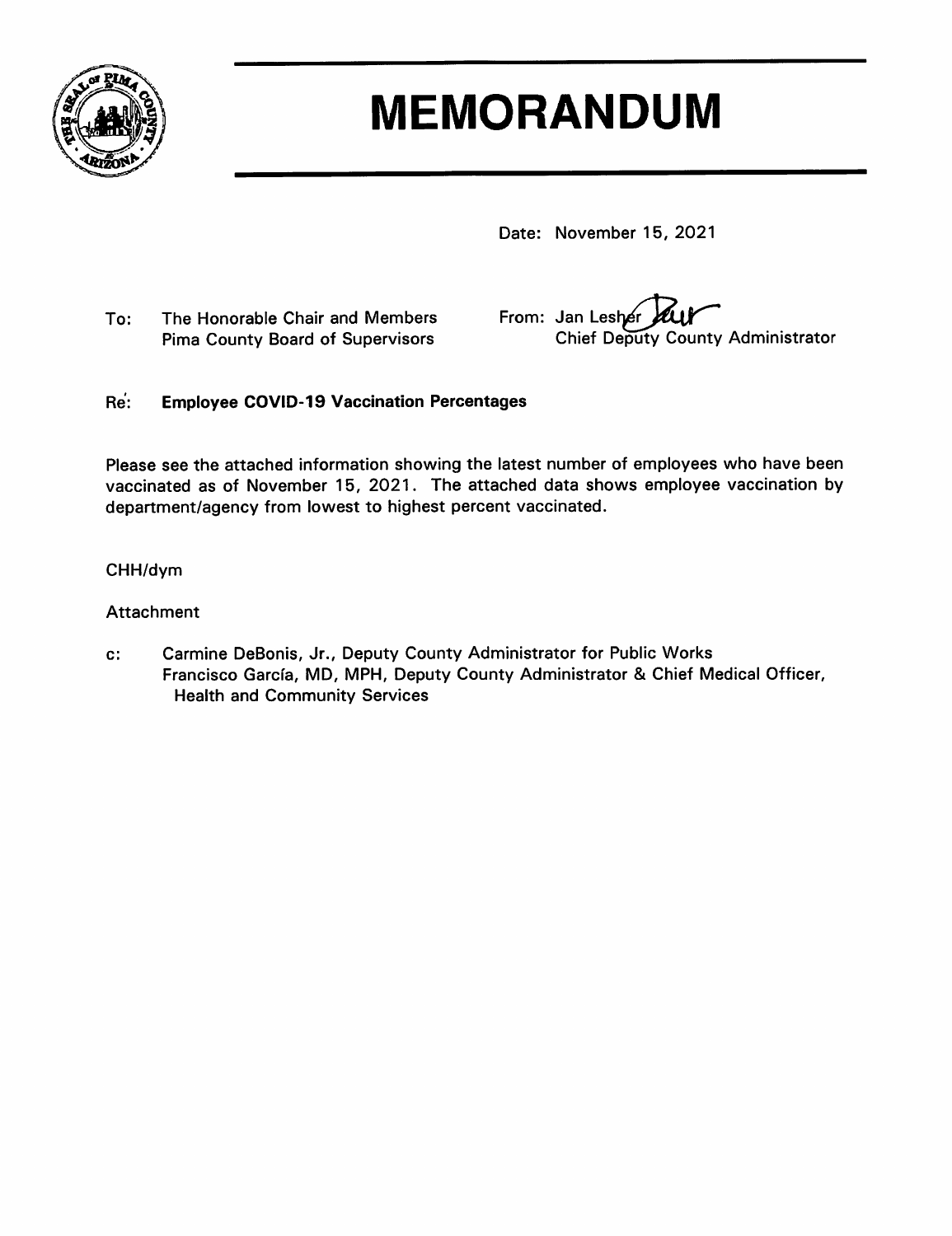# MEMORANDUM

Date: November 15, 2021

To: The Honorable Chair and Members
Pima County Board of Supervisors

From: Jan Lesher
Chief Deputy County Administrator

Re: **Employee COVID-19 Vaccination Percentages**

Please see the attached information showing the latest number of employees who have been vaccinated as of November 15, 2021. The attached data shows employee vaccination by department/agency from lowest to highest percent vaccinated.

CHH/dym

Attachment

c: Carmine DeBonis, Jr., Deputy County Administrator for Public Works
Francisco García, MD, MPH, Deputy County Administrator & Chief Medical Officer, Health and Community Services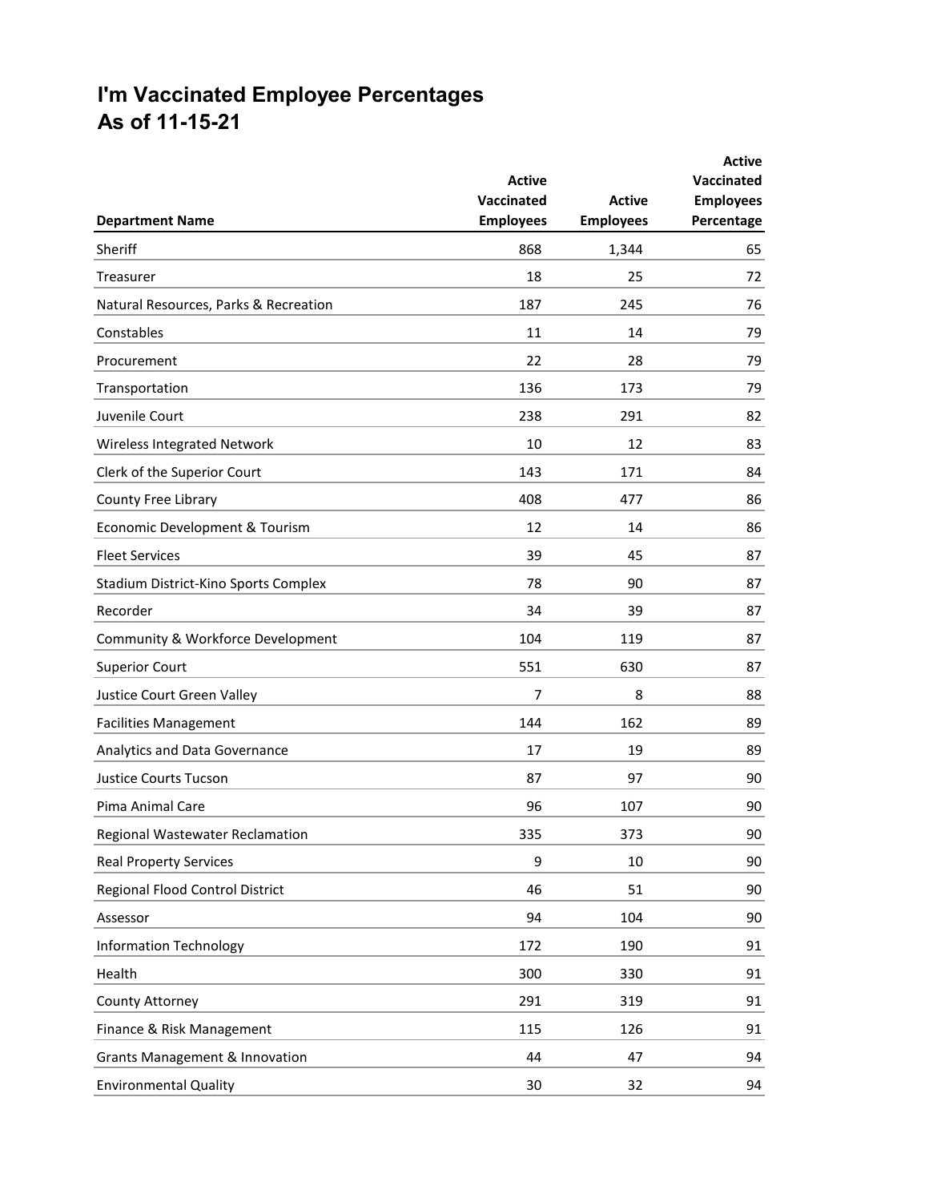# I'm Vaccinated Employee Percentages
# As of 11-15-21

| Department Name | Active Vaccinated Employees | Active Employees | Active Vaccinated Employees Percentage |
|---|---|---|---|
| Sheriff | 868 | 1,344 | 65 |
| Treasurer | 18 | 25 | 72 |
| Natural Resources, Parks & Recreation | 187 | 245 | 76 |
| Constables | 11 | 14 | 79 |
| Procurement | 22 | 28 | 79 |
| Transportation | 136 | 173 | 79 |
| Juvenile Court | 238 | 291 | 82 |
| Wireless Integrated Network | 10 | 12 | 83 |
| Clerk of the Superior Court | 143 | 171 | 84 |
| County Free Library | 408 | 477 | 86 |
| Economic Development & Tourism | 12 | 14 | 86 |
| Fleet Services | 39 | 45 | 87 |
| Stadium District-Kino Sports Complex | 78 | 90 | 87 |
| Recorder | 34 | 39 | 87 |
| Community & Workforce Development | 104 | 119 | 87 |
| Superior Court | 551 | 630 | 87 |
| Justice Court Green Valley | 7 | 8 | 88 |
| Facilities Management | 144 | 162 | 89 |
| Analytics and Data Governance | 17 | 19 | 89 |
| Justice Courts Tucson | 87 | 97 | 90 |
| Pima Animal Care | 96 | 107 | 90 |
| Regional Wastewater Reclamation | 335 | 373 | 90 |
| Real Property Services | 9 | 10 | 90 |
| Regional Flood Control District | 46 | 51 | 90 |
| Assessor | 94 | 104 | 90 |
| Information Technology | 172 | 190 | 91 |
| Health | 300 | 330 | 91 |
| County Attorney | 291 | 319 | 91 |
| Finance & Risk Management | 115 | 126 | 91 |
| Grants Management & Innovation | 44 | 47 | 94 |
| Environmental Quality | 30 | 32 | 94 |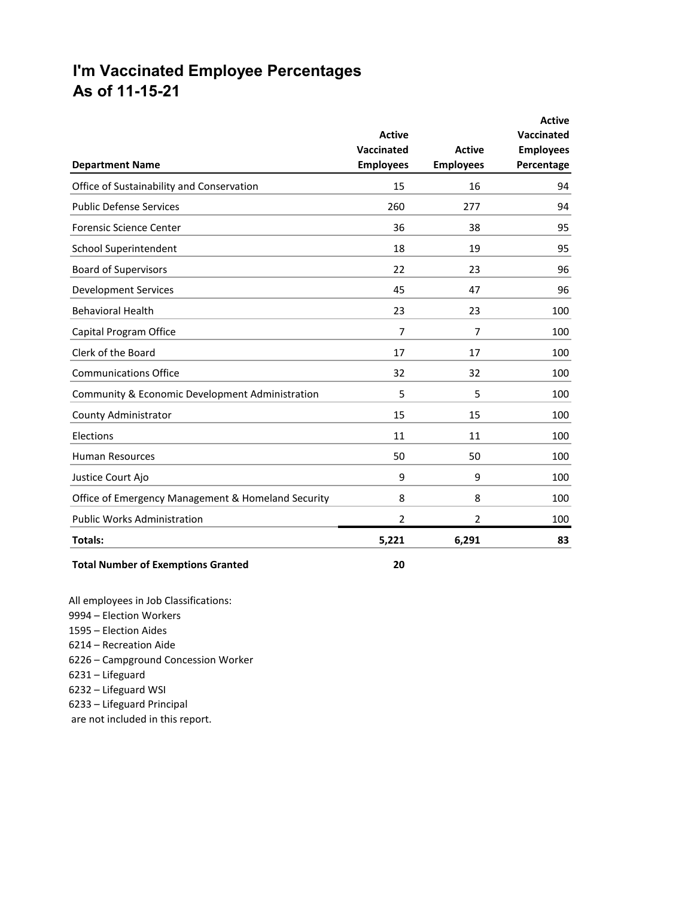# I'm Vaccinated Employee Percentages
# As of 11-15-21

| Department Name | Active Vaccinated Employees | Active Employees | Active Vaccinated Employees Percentage |
|---|---|---|---|
| Office of Sustainability and Conservation | 15 | 16 | 94 |
| Public Defense Services | 260 | 277 | 94 |
| Forensic Science Center | 36 | 38 | 95 |
| School Superintendent | 18 | 19 | 95 |
| Board of Supervisors | 22 | 23 | 96 |
| Development Services | 45 | 47 | 96 |
| Behavioral Health | 23 | 23 | 100 |
| Capital Program Office | 7 | 7 | 100 |
| Clerk of the Board | 17 | 17 | 100 |
| Communications Office | 32 | 32 | 100 |
| Community & Economic Development Administration | 5 | 5 | 100 |
| County Administrator | 15 | 15 | 100 |
| Elections | 11 | 11 | 100 |
| Human Resources | 50 | 50 | 100 |
| Justice Court Ajo | 9 | 9 | 100 |
| Office of Emergency Management & Homeland Security | 8 | 8 | 100 |
| Public Works Administration | 2 | 2 | 100 |
| **Totals:** | **5,221** | **6,291** | **83** |
| **Total Number of Exemptions Granted** | **20** | | |

All employees in Job Classifications:
9994 – Election Workers
1595 – Election Aides
6214 – Recreation Aide
6226 – Campground Concession Worker
6231 – Lifeguard
6232 – Lifeguard WSI
6233 – Lifeguard Principal
are not included in this report.